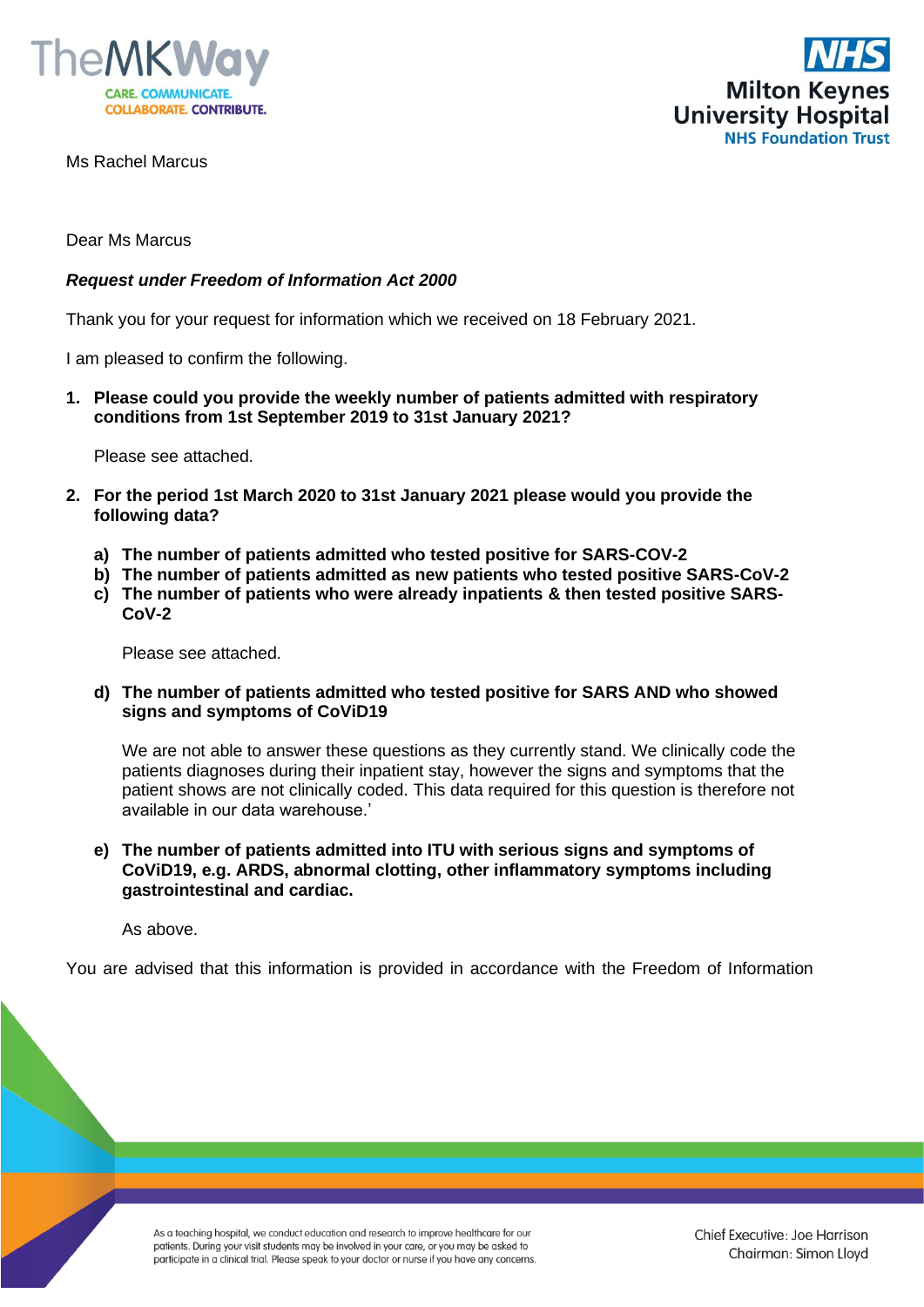Ms Rachel Marcus

Dear Ms Marcus

***Request under Freedom of Information Act 2000***

Thank you for your request for information which we received on 18 February 2021.

I am pleased to confirm the following.

1. **Please could you provide the weekly number of patients admitted with respiratory conditions from 1st September 2019 to 31st January 2021?**

   Please see attached.

2. **For the period 1st March 2020 to 31st January 2021 please would you provide the following data?**

   a) **The number of patients admitted who tested positive for SARS-COV-2**
   b) **The number of patients admitted as new patients who tested positive SARS-CoV-2**
   c) **The number of patients who were already inpatients & then tested positive SARS-CoV-2**

   Please see attached.

   d) **The number of patients admitted who tested positive for SARS AND who showed signs and symptoms of CoViD19**

   We are not able to answer these questions as they currently stand. We clinically code the patients diagnoses during their inpatient stay, however the signs and symptoms that the patient shows are not clinically coded. This data required for this question is therefore not available in our data warehouse.'

   e) **The number of patients admitted into ITU with serious signs and symptoms of CoViD19, e.g. ARDS, abnormal clotting, other inflammatory symptoms including gastrointestinal and cardiac.**

   As above.

You are advised that this information is provided in accordance with the Freedom of Information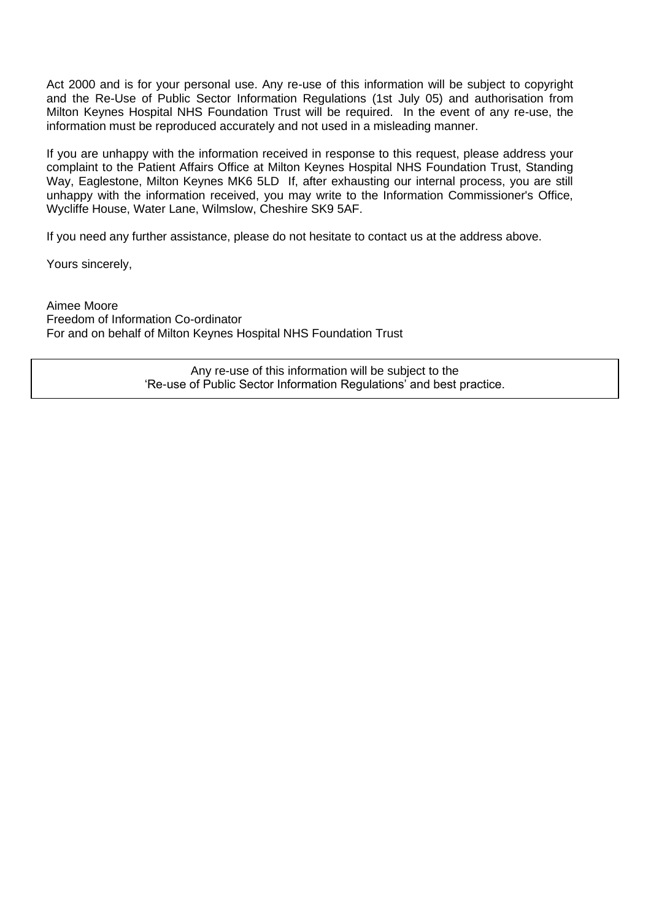Act 2000 and is for your personal use. Any re-use of this information will be subject to copyright and the Re-Use of Public Sector Information Regulations (1st July 05) and authorisation from Milton Keynes Hospital NHS Foundation Trust will be required. In the event of any re-use, the information must be reproduced accurately and not used in a misleading manner.

If you are unhappy with the information received in response to this request, please address your complaint to the Patient Affairs Office at Milton Keynes Hospital NHS Foundation Trust, Standing Way, Eaglestone, Milton Keynes MK6 5LD If, after exhausting our internal process, you are still unhappy with the information received, you may write to the Information Commissioner's Office, Wycliffe House, Water Lane, Wilmslow, Cheshire SK9 5AF.

If you need any further assistance, please do not hesitate to contact us at the address above.

Yours sincerely,

Aimee Moore
Freedom of Information Co-ordinator
For and on behalf of Milton Keynes Hospital NHS Foundation Trust

Any re-use of this information will be subject to the
'Re-use of Public Sector Information Regulations' and best practice.